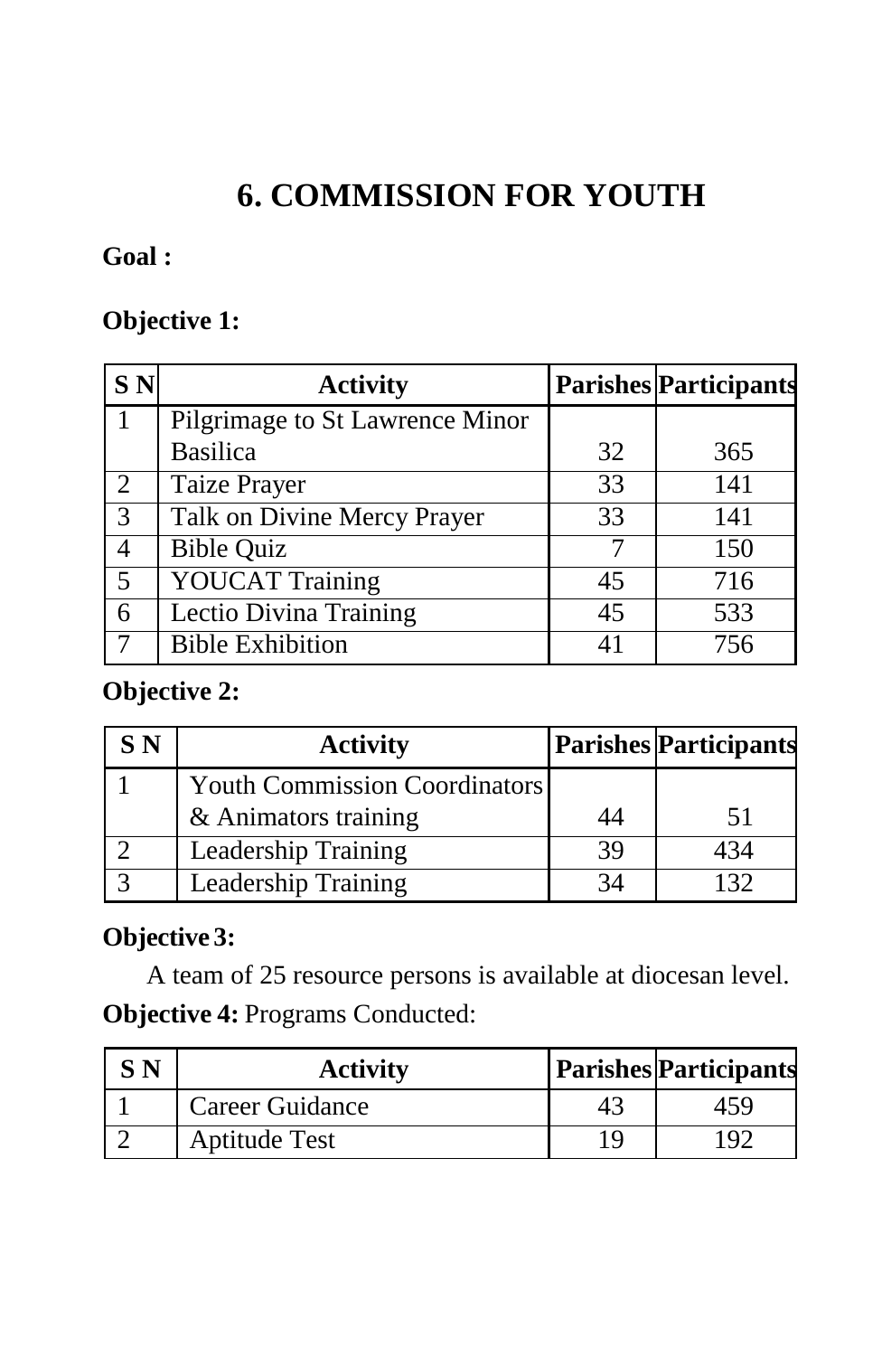# 6. COMMISSION FOR YOUTH

**Goal :**

**Objective 1:**

| S N | Activity | Parishes | Participants |
|---|---|---|---|
| 1 | Pilgrimage to St Lawrence Minor Basilica | 32 | 365 |
| 2 | Taize Prayer | 33 | 141 |
| 3 | Talk on Divine Mercy Prayer | 33 | 141 |
| 4 | Bible Quiz | 7 | 150 |
| 5 | YOUCAT Training | 45 | 716 |
| 6 | Lectio Divina Training | 45 | 533 |
| 7 | Bible Exhibition | 41 | 756 |

**Objective 2:**

| S N | Activity | Parishes | Participants |
|---|---|---|---|
| 1 | Youth Commission Coordinators & Animators training | 44 | 51 |
| 2 | Leadership Training | 39 | 434 |
| 3 | Leadership Training | 34 | 132 |

**Objective 3:**

A team of 25 resource persons is available at diocesan level.

**Objective 4:** Programs Conducted:

| S N | Activity | Parishes | Participants |
|---|---|---|---|
| 1 | Career Guidance | 43 | 459 |
| 2 | Aptitude Test | 19 | 192 |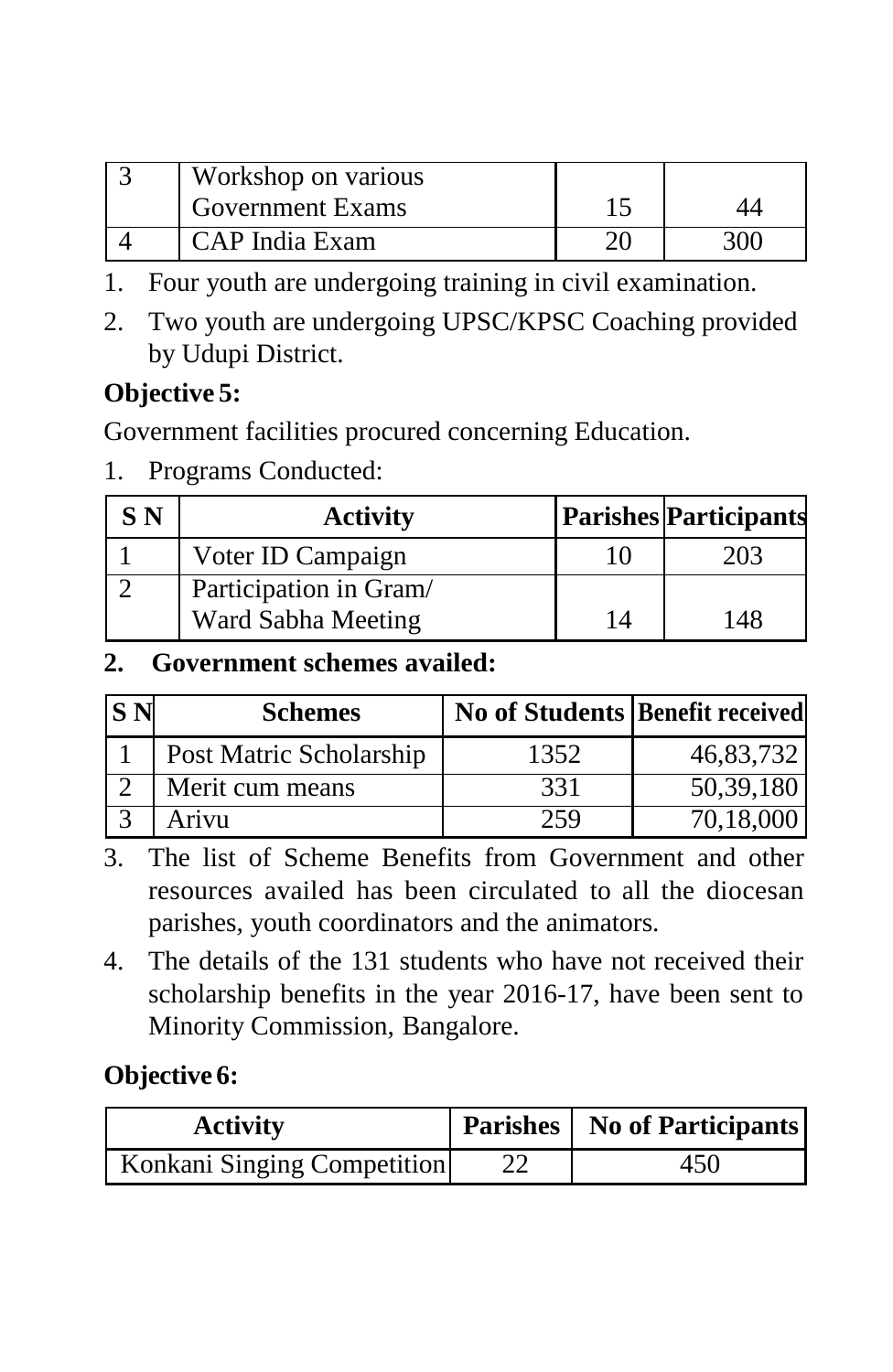| 3 | Workshop on various Government Exams | 15 | 44 |
|---|---|---|---|
| 4 | CAP India Exam | 20 | 300 |

1. Four youth are undergoing training in civil examination.
2. Two youth are undergoing UPSC/KPSC Coaching provided by Udupi District.

**Objective 5:**

Government facilities procured concerning Education.

1. Programs Conducted:

| S N | Activity | Parishes | Participants |
|---|---|---|---|
| 1 | Voter ID Campaign | 10 | 203 |
| 2 | Participation in Gram/ Ward Sabha Meeting | 14 | 148 |

**2. Government schemes availed:**

| S N | Schemes | No of Students | Benefit received |
|---|---|---|---|
| 1 | Post Matric Scholarship | 1352 | 46,83,732 |
| 2 | Merit cum means | 331 | 50,39,180 |
| 3 | Arivu | 259 | 70,18,000 |

3. The list of Scheme Benefits from Government and other resources availed has been circulated to all the diocesan parishes, youth coordinators and the animators.
4. The details of the 131 students who have not received their scholarship benefits in the year 2016-17, have been sent to Minority Commission, Bangalore.

**Objective 6:**

| Activity | Parishes | No of Participants |
|---|---|---|
| Konkani Singing Competition | 22 | 450 |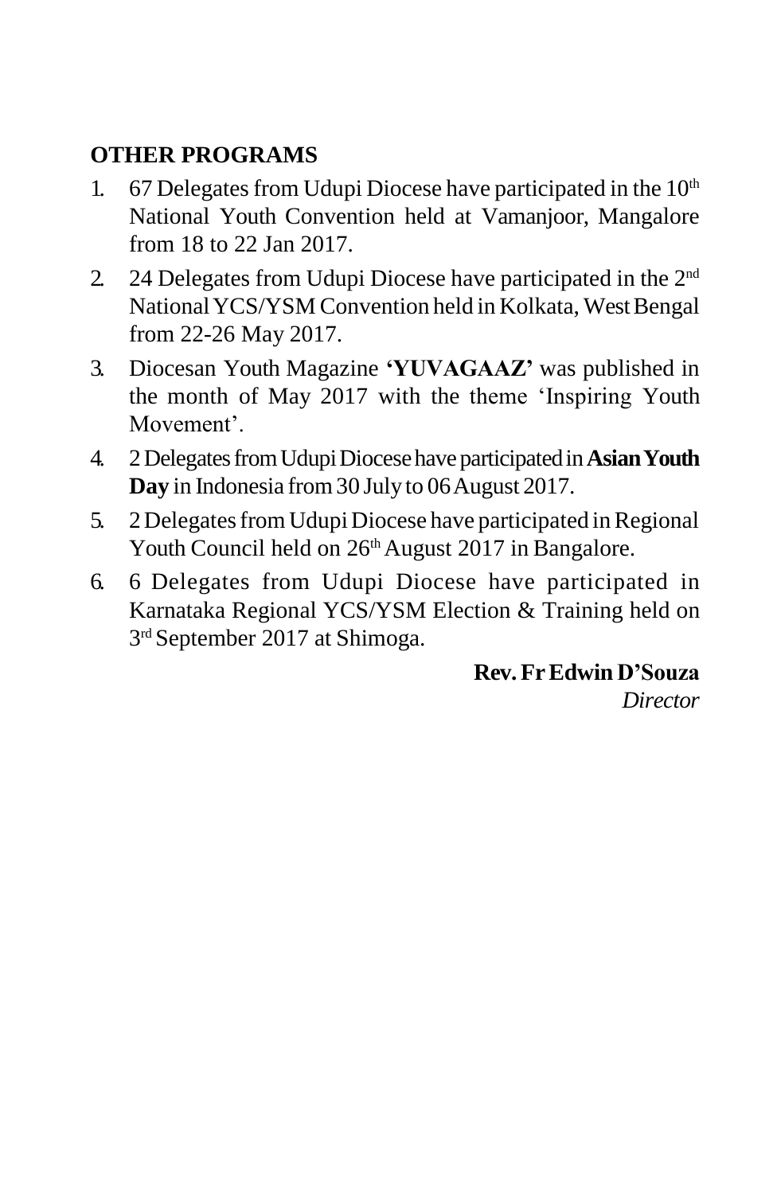## OTHER PROGRAMS

1. 67 Delegates from Udupi Diocese have participated in the 10th National Youth Convention held at Vamanjoor, Mangalore from 18 to 22 Jan 2017.
2. 24 Delegates from Udupi Diocese have participated in the 2nd National YCS/YSM Convention held in Kolkata, West Bengal from 22-26 May 2017.
3. Diocesan Youth Magazine **'YUVAGAAZ'** was published in the month of May 2017 with the theme 'Inspiring Youth Movement'.
4. 2 Delegates from Udupi Diocese have participated in **Asian Youth Day** in Indonesia from 30 July to 06 August 2017.
5. 2 Delegates from Udupi Diocese have participated in Regional Youth Council held on 26th August 2017 in Bangalore.
6. 6 Delegates from Udupi Diocese have participated in Karnataka Regional YCS/YSM Election & Training held on 3rd September 2017 at Shimoga.

**Rev. Fr Edwin D'Souza**
*Director*